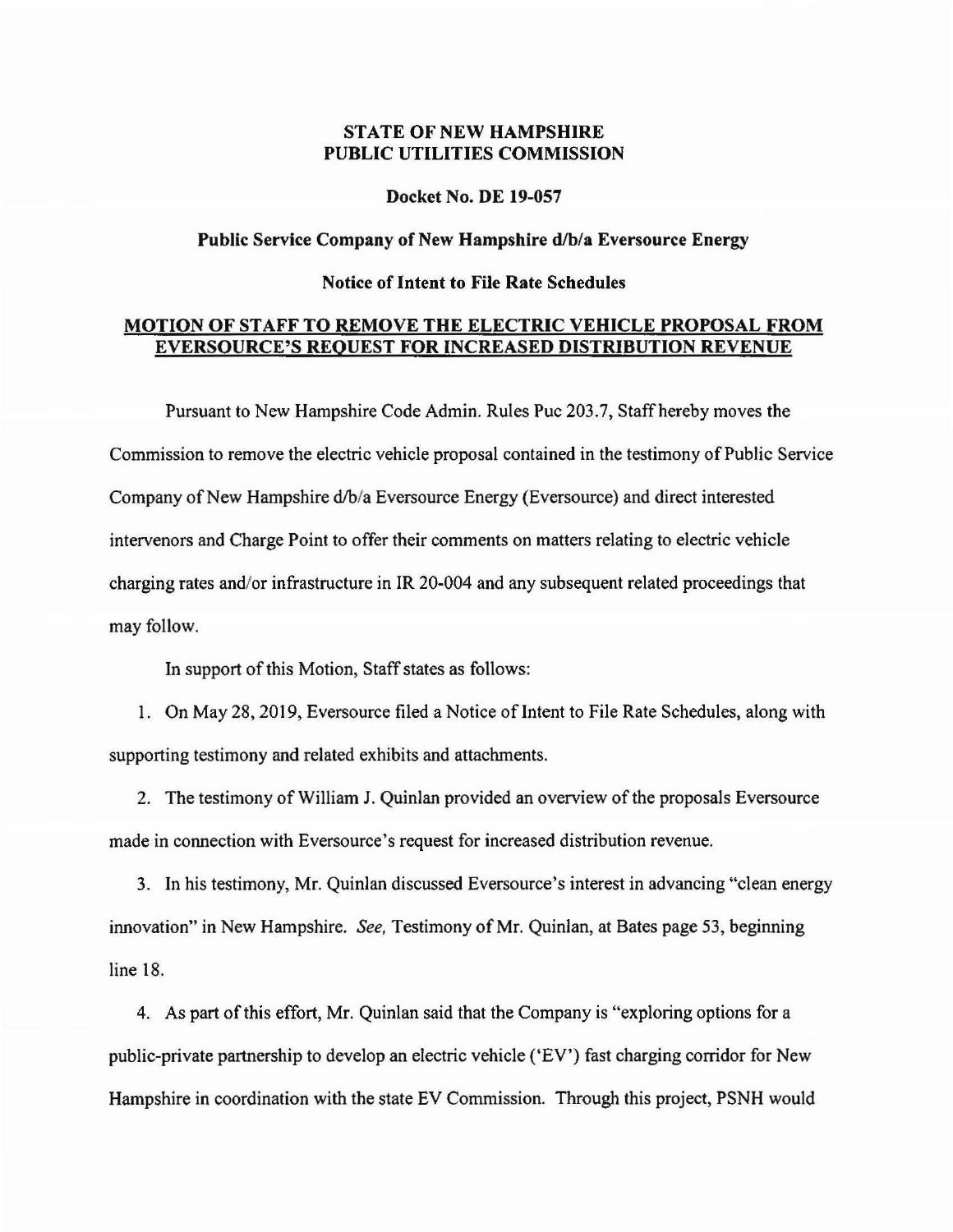**STATE OF NEW HAMPSHIRE**
**PUBLIC UTILITIES COMMISSION**

**Docket No. DE 19-057**

**Public Service Company of New Hampshire d/b/a Eversource Energy**

**Notice of Intent to File Rate Schedules**

**MOTION OF STAFF TO REMOVE THE ELECTRIC VEHICLE PROPOSAL FROM EVERSOURCE'S REQUEST FOR INCREASED DISTRIBUTION REVENUE**

Pursuant to New Hampshire Code Admin. Rules Puc 203.7, Staff hereby moves the Commission to remove the electric vehicle proposal contained in the testimony of Public Service Company of New Hampshire d/b/a Eversource Energy (Eversource) and direct interested intervenors and Charge Point to offer their comments on matters relating to electric vehicle charging rates and/or infrastructure in IR 20-004 and any subsequent related proceedings that may follow.

In support of this Motion, Staff states as follows:

1. On May 28, 2019, Eversource filed a Notice of Intent to File Rate Schedules, along with supporting testimony and related exhibits and attachments.

2. The testimony of William J. Quinlan provided an overview of the proposals Eversource made in connection with Eversource's request for increased distribution revenue.

3. In his testimony, Mr. Quinlan discussed Eversource's interest in advancing "clean energy innovation" in New Hampshire. *See,* Testimony of Mr. Quinlan, at Bates page 53, beginning line 18.

4. As part of this effort, Mr. Quinlan said that the Company is "exploring options for a public-private partnership to develop an electric vehicle ('EV') fast charging corridor for New Hampshire in coordination with the state EV Commission. Through this project, PSNH would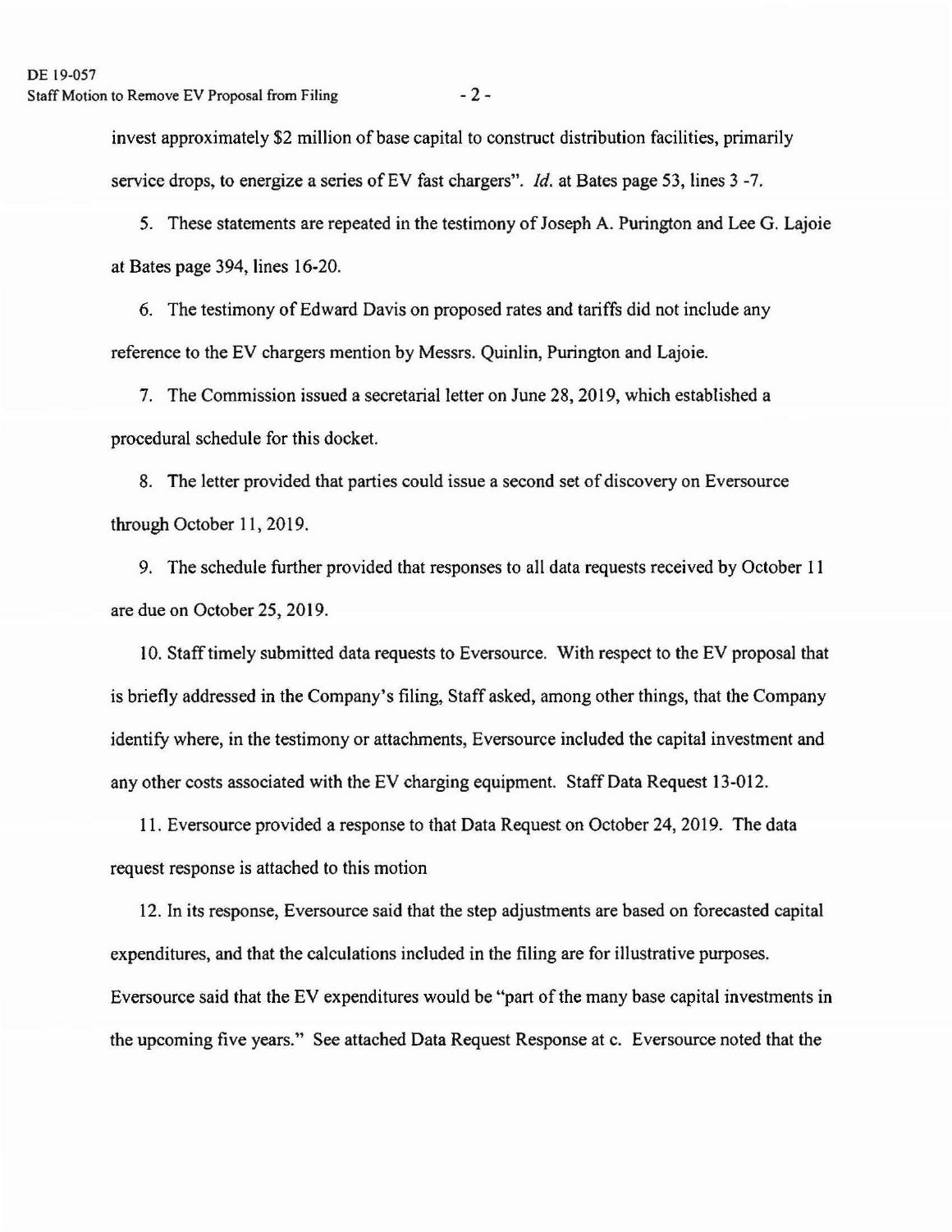invest approximately $2 million of base capital to construct distribution facilities, primarily service drops, to energize a series of EV fast chargers". *Id.* at Bates page 53, lines 3 -7.

5. These statements are repeated in the testimony of Joseph A. Purington and Lee G. Lajoie at Bates page 394, lines 16-20.

6. The testimony of Edward Davis on proposed rates and tariffs did not include any reference to the EV chargers mention by Messrs. Quinlin, Purington and Lajoie.

7. The Commission issued a secretarial letter on June 28, 2019, which established a procedural schedule for this docket.

8. The letter provided that parties could issue a second set of discovery on Eversource through October 11, 2019.

9. The schedule further provided that responses to all data requests received by October 11 are due on October 25, 2019.

10. Staff timely submitted data requests to Eversource. With respect to the EV proposal that is briefly addressed in the Company's filing, Staff asked, among other things, that the Company identify where, in the testimony or attachments, Eversource included the capital investment and any other costs associated with the EV charging equipment. Staff Data Request 13-012.

11. Eversource provided a response to that Data Request on October 24, 2019. The data request response is attached to this motion

12. In its response, Eversource said that the step adjustments are based on forecasted capital expenditures, and that the calculations included in the filing are for illustrative purposes. Eversource said that the EV expenditures would be "part of the many base capital investments in the upcoming five years." See attached Data Request Response at c. Eversource noted that the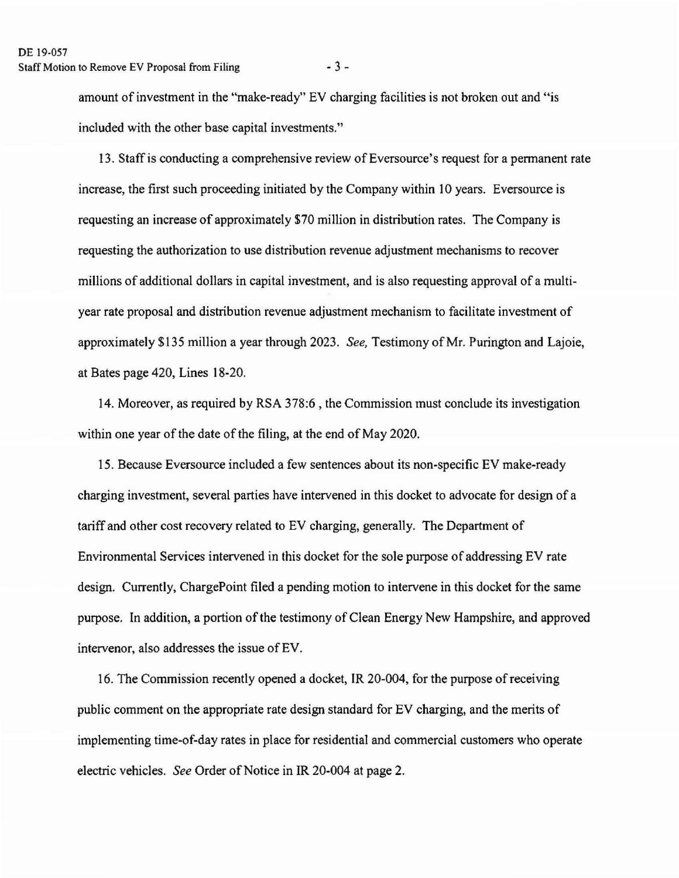amount of investment in the "make-ready" EV charging facilities is not broken out and "is included with the other base capital investments."

13. Staff is conducting a comprehensive review of Eversource's request for a permanent rate increase, the first such proceeding initiated by the Company within 10 years. Eversource is requesting an increase of approximately $70 million in distribution rates. The Company is requesting the authorization to use distribution revenue adjustment mechanisms to recover millions of additional dollars in capital investment, and is also requesting approval of a multi-year rate proposal and distribution revenue adjustment mechanism to facilitate investment of approximately $135 million a year through 2023. *See,* Testimony of Mr. Purington and Lajoie, at Bates page 420, Lines 18-20.

14. Moreover, as required by RSA 378:6 , the Commission must conclude its investigation within one year of the date of the filing, at the end of May 2020.

15. Because Eversource included a few sentences about its non-specific EV make-ready charging investment, several parties have intervened in this docket to advocate for design of a tariff and other cost recovery related to EV charging, generally. The Department of Environmental Services intervened in this docket for the sole purpose of addressing EV rate design. Currently, ChargePoint filed a pending motion to intervene in this docket for the same purpose. In addition, a portion of the testimony of Clean Energy New Hampshire, and approved intervenor, also addresses the issue of EV.

16. The Commission recently opened a docket, IR 20-004, for the purpose of receiving public comment on the appropriate rate design standard for EV charging, and the merits of implementing time-of-day rates in place for residential and commercial customers who operate electric vehicles. *See* Order of Notice in IR 20-004 at page 2.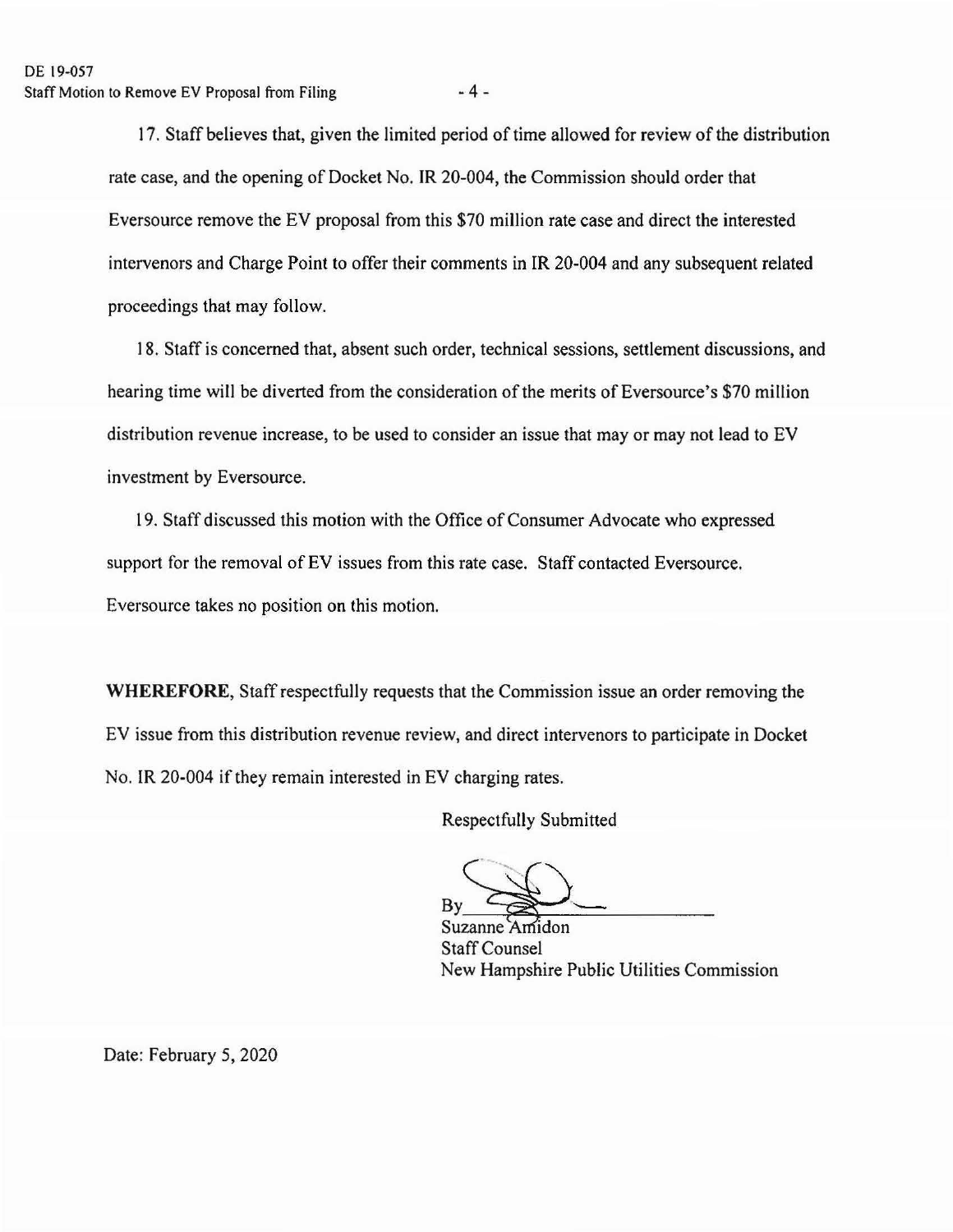17. Staff believes that, given the limited period of time allowed for review of the distribution rate case, and the opening of Docket No. IR 20-004, the Commission should order that Eversource remove the EV proposal from this $70 million rate case and direct the interested intervenors and Charge Point to offer their comments in IR 20-004 and any subsequent related proceedings that may follow.

18. Staff is concerned that, absent such order, technical sessions, settlement discussions, and hearing time will be diverted from the consideration of the merits of Eversource's $70 million distribution revenue increase, to be used to consider an issue that may or may not lead to EV investment by Eversource.

19. Staff discussed this motion with the Office of Consumer Advocate who expressed support for the removal of EV issues from this rate case. Staff contacted Eversource. Eversource takes no position on this motion.

**WHEREFORE**, Staff respectfully requests that the Commission issue an order removing the EV issue from this distribution revenue review, and direct intervenors to participate in Docket No. IR 20-004 if they remain interested in EV charging rates.

Respectfully Submitted

By\_\_\_\_\_\_\_\_\_\_\_\_\_\_\_\_\_\_\_\_\_\_\_\_\_\_\_\_
Suzanne Amidon
Staff Counsel
New Hampshire Public Utilities Commission

Date: February 5, 2020